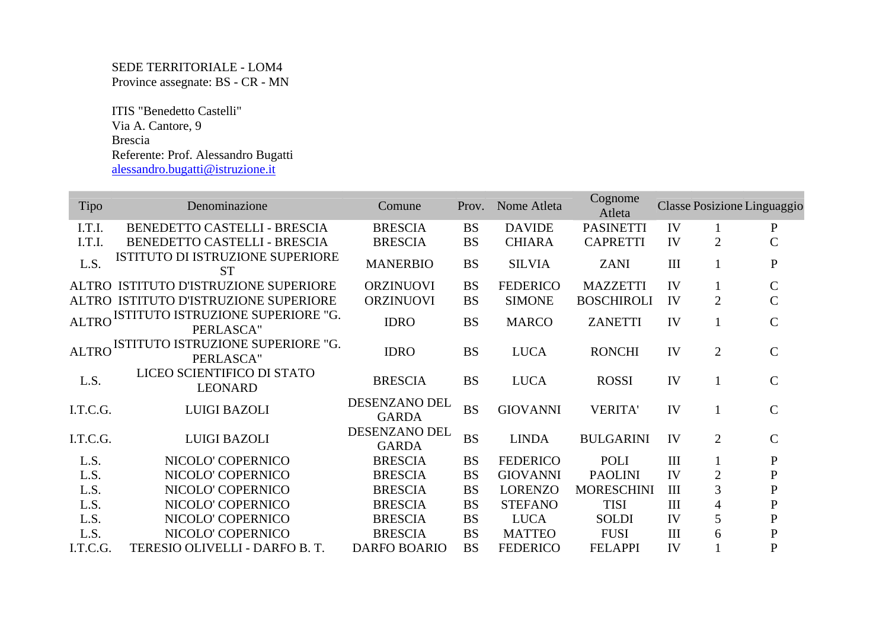SEDE TERRITORIALE - LOM4
Province assegnate: BS - CR - MN

ITIS "Benedetto Castelli"
Via A. Cantore, 9
Brescia
Referente: Prof. Alessandro Bugatti
alessandro.bugatti@istruzione.it

| Tipo | Denominazione | Comune | Prov. | Nome Atleta | Cognome Atleta | Classe | Posizione | Linguaggio |
|---|---|---|---|---|---|---|---|---|
| I.T.I. | BENEDETTO CASTELLI - BRESCIA | BRESCIA | BS | DAVIDE | PASINETTI | IV | 1 | P |
| I.T.I. | BENEDETTO CASTELLI - BRESCIA | BRESCIA | BS | CHIARA | CAPRETTI | IV | 2 | C |
| L.S. | ISTITUTO DI ISTRUZIONE SUPERIORE ST | MANERBIO | BS | SILVIA | ZANI | III | 1 | P |
| ALTRO | ISTITUTO D'ISTRUZIONE SUPERIORE | ORZINUOVI | BS | FEDERICO | MAZZETTI | IV | 1 | C |
| ALTRO | ISTITUTO D'ISTRUZIONE SUPERIORE | ORZINUOVI | BS | SIMONE | BOSCHIROLI | IV | 2 | C |
| ALTRO | ISTITUTO ISTRUZIONE SUPERIORE "G. PERLASCA" | IDRO | BS | MARCO | ZANETTI | IV | 1 | C |
| ALTRO | ISTITUTO ISTRUZIONE SUPERIORE "G. PERLASCA" | IDRO | BS | LUCA | RONCHI | IV | 2 | C |
| L.S. | LICEO SCIENTIFICO DI STATO LEONARD | BRESCIA | BS | LUCA | ROSSI | IV | 1 | C |
| I.T.C.G. | LUIGI BAZOLI | DESENZANO DEL GARDA | BS | GIOVANNI | VERITA' | IV | 1 | C |
| I.T.C.G. | LUIGI BAZOLI | DESENZANO DEL GARDA | BS | LINDA | BULGARINI | IV | 2 | C |
| L.S. | NICOLO' COPERNICO | BRESCIA | BS | FEDERICO | POLI | III | 1 | P |
| L.S. | NICOLO' COPERNICO | BRESCIA | BS | GIOVANNI | PAOLINI | IV | 2 | P |
| L.S. | NICOLO' COPERNICO | BRESCIA | BS | LORENZO | MORESCHINI | III | 3 | P |
| L.S. | NICOLO' COPERNICO | BRESCIA | BS | STEFANO | TISI | III | 4 | P |
| L.S. | NICOLO' COPERNICO | BRESCIA | BS | LUCA | SOLDI | IV | 5 | P |
| L.S. | NICOLO' COPERNICO | BRESCIA | BS | MATTEO | FUSI | III | 6 | P |
| I.T.C.G. | TERESIO OLIVELLI - DARFO B. T. | DARFO BOARIO | BS | FEDERICO | FELAPPI | IV | 1 | P |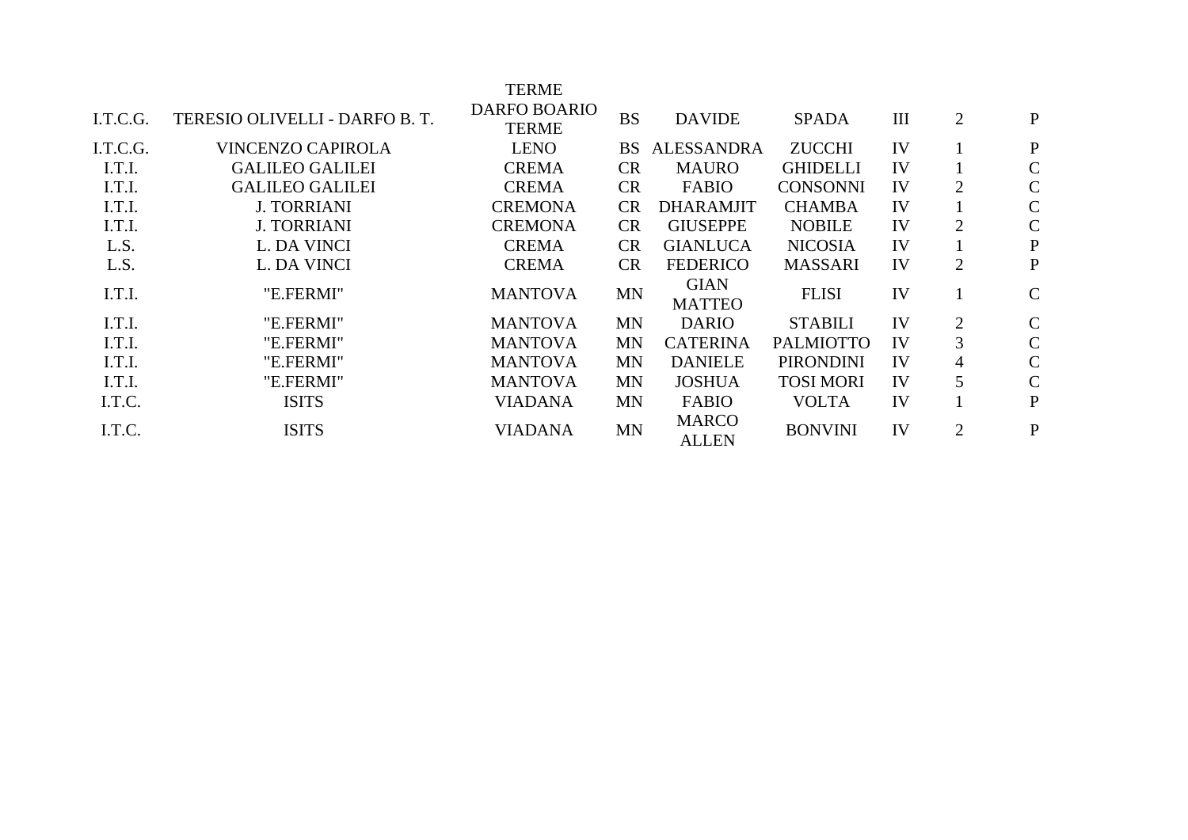| | | | | | | | | |
|---|---|---|---|---|---|---|---|---|
| | | TERME | | | | | | |
| I.T.C.G. | TERESIO OLIVELLI - DARFO B. T. | DARFO BOARIO TERME | BS | DAVIDE | SPADA | III | 2 | P |
| I.T.C.G. | VINCENZO CAPIROLA | LENO | BS | ALESSANDRA | ZUCCHI | IV | 1 | P |
| I.T.I. | GALILEO GALILEI | CREMA | CR | MAURO | GHIDELLI | IV | 1 | C |
| I.T.I. | GALILEO GALILEI | CREMA | CR | FABIO | CONSONNI | IV | 2 | C |
| I.T.I. | J. TORRIANI | CREMONA | CR | DHARAMJIT | CHAMBA | IV | 1 | C |
| I.T.I. | J. TORRIANI | CREMONA | CR | GIUSEPPE | NOBILE | IV | 2 | C |
| L.S. | L. DA VINCI | CREMA | CR | GIANLUCA | NICOSIA | IV | 1 | P |
| L.S. | L. DA VINCI | CREMA | CR | FEDERICO | MASSARI | IV | 2 | P |
| I.T.I. | "E.FERMI" | MANTOVA | MN | GIAN MATTEO | FLISI | IV | 1 | C |
| I.T.I. | "E.FERMI" | MANTOVA | MN | DARIO | STABILI | IV | 2 | C |
| I.T.I. | "E.FERMI" | MANTOVA | MN | CATERINA | PALMIOTTO | IV | 3 | C |
| I.T.I. | "E.FERMI" | MANTOVA | MN | DANIELE | PIRONDINI | IV | 4 | C |
| I.T.I. | "E.FERMI" | MANTOVA | MN | JOSHUA | TOSI MORI | IV | 5 | C |
| I.T.C. | ISITS | VIADANA | MN | FABIO | VOLTA | IV | 1 | P |
| I.T.C. | ISITS | VIADANA | MN | MARCO ALLEN | BONVINI | IV | 2 | P |